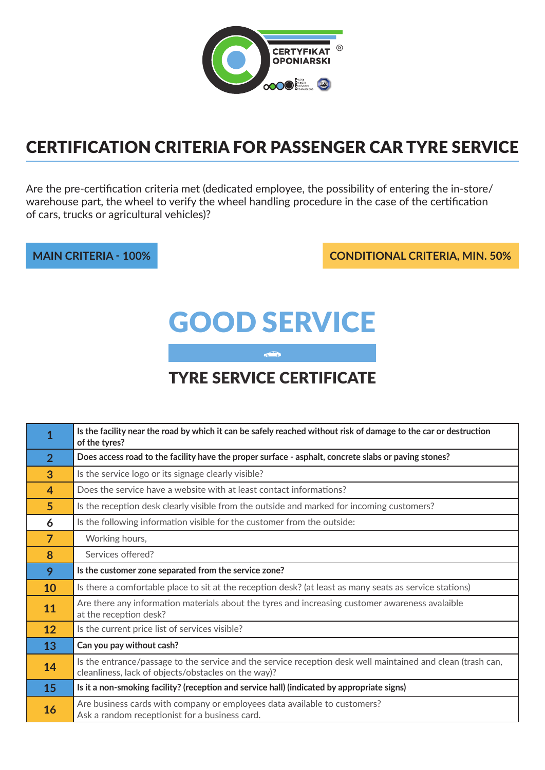CERTYFIKAT OPONIARSKI ®

# CERTIFICATION CRITERIA FOR PASSENGER CAR TYRE SERVICE

Are the pre-certification criteria met (dedicated employee, the possibility of entering the in-store/warehouse part, the wheel to verify the wheel handling procedure in the case of the certification of cars, trucks or agricultural vehicles)?

**MAIN CRITERIA - 100%**

**CONDITIONAL CRITERIA, MIN. 50%**

# GOOD SERVICE

## TYRE SERVICE CERTIFICATE

| No. | Criterion |
|---|---|
| 1 | **Is the facility near the road by which it can be safely reached without risk of damage to the car or destruction of the tyres?** |
| 2 | **Does access road to the facility have the proper surface - asphalt, concrete slabs or paving stones?** |
| 3 | Is the service logo or its signage clearly visible? |
| 4 | Does the service have a website with at least contact informations? |
| 5 | Is the reception desk clearly visible from the outside and marked for incoming customers? |
| 6 | Is the following information visible for the customer from the outside: |
| 7 | Working hours, |
| 8 | Services offered? |
| 9 | **Is the customer zone separated from the service zone?** |
| 10 | Is there a comfortable place to sit at the reception desk? (at least as many seats as service stations) |
| 11 | Are there any information materials about the tyres and increasing customer awareness avalaible at the reception desk? |
| 12 | Is the current price list of services visible? |
| 13 | **Can you pay without cash?** |
| 14 | Is the entrance/passage to the service and the service reception desk well maintained and clean (trash can, cleanliness, lack of objects/obstacles on the way)? |
| 15 | **Is it a non-smoking facility? (reception and service hall) (indicated by appropriate signs)** |
| 16 | Are business cards with company or employees data available to customers? Ask a random receptionist for a business card. |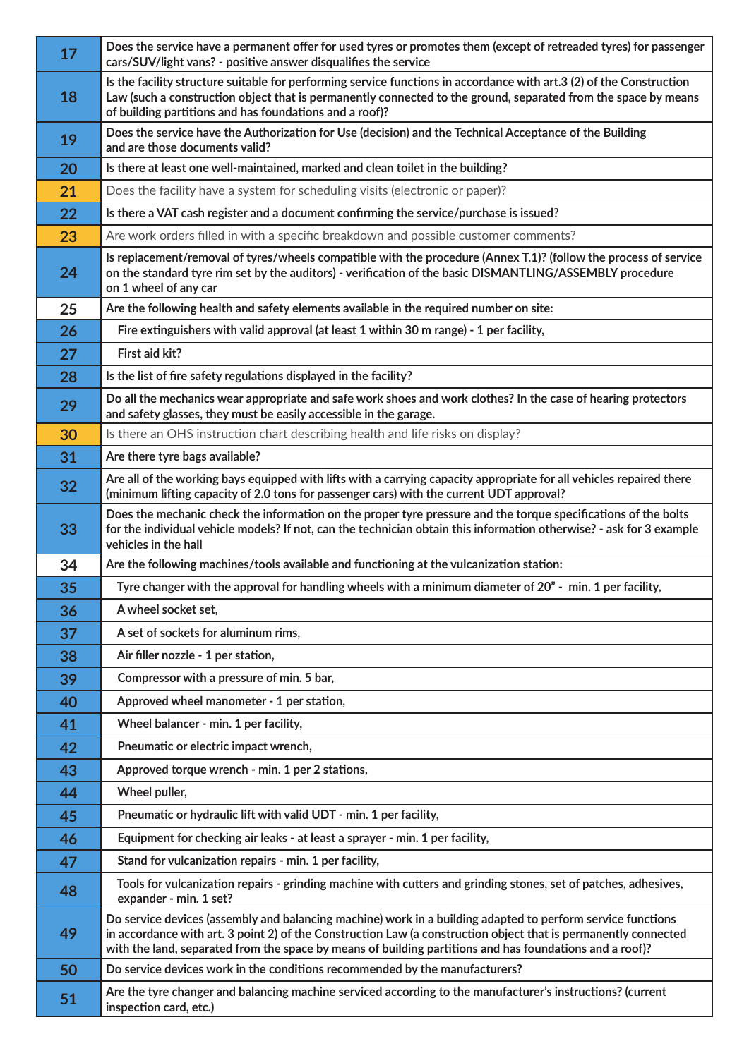| | |
|---|---|
| 17 | Does the service have a permanent offer for used tyres or promotes them (except of retreaded tyres) for passenger cars/SUV/light vans? - positive answer disqualifies the service |
| 18 | Is the facility structure suitable for performing service functions in accordance with art.3 (2) of the Construction Law (such a construction object that is permanently connected to the ground, separated from the space by means of building partitions and has foundations and a roof)? |
| 19 | Does the service have the Authorization for Use (decision) and the Technical Acceptance of the Building and are those documents valid? |
| 20 | Is there at least one well-maintained, marked and clean toilet in the building? |
| 21 | Does the facility have a system for scheduling visits (electronic or paper)? |
| 22 | Is there a VAT cash register and a document confirming the service/purchase is issued? |
| 23 | Are work orders filled in with a specific breakdown and possible customer comments? |
| 24 | Is replacement/removal of tyres/wheels compatible with the procedure (Annex T.1)? (follow the process of service on the standard tyre rim set by the auditors) - verification of the basic DISMANTLING/ASSEMBLY procedure on 1 wheel of any car |
| 25 | Are the following health and safety elements available in the required number on site: |
| 26 | Fire extinguishers with valid approval (at least 1 within 30 m range) - 1 per facility, |
| 27 | First aid kit? |
| 28 | Is the list of fire safety regulations displayed in the facility? |
| 29 | Do all the mechanics wear appropriate and safe work shoes and work clothes? In the case of hearing protectors and safety glasses, they must be easily accessible in the garage. |
| 30 | Is there an OHS instruction chart describing health and life risks on display? |
| 31 | Are there tyre bags available? |
| 32 | Are all of the working bays equipped with lifts with a carrying capacity appropriate for all vehicles repaired there (minimum lifting capacity of 2.0 tons for passenger cars) with the current UDT approval? |
| 33 | Does the mechanic check the information on the proper tyre pressure and the torque specifications of the bolts for the individual vehicle models? If not, can the technician obtain this information otherwise? - ask for 3 example vehicles in the hall |
| 34 | Are the following machines/tools available and functioning at the vulcanization station: |
| 35 | Tyre changer with the approval for handling wheels with a minimum diameter of 20" - min. 1 per facility, |
| 36 | A wheel socket set, |
| 37 | A set of sockets for aluminum rims, |
| 38 | Air filler nozzle - 1 per station, |
| 39 | Compressor with a pressure of min. 5 bar, |
| 40 | Approved wheel manometer - 1 per station, |
| 41 | Wheel balancer - min. 1 per facility, |
| 42 | Pneumatic or electric impact wrench, |
| 43 | Approved torque wrench - min. 1 per 2 stations, |
| 44 | Wheel puller, |
| 45 | Pneumatic or hydraulic lift with valid UDT - min. 1 per facility, |
| 46 | Equipment for checking air leaks - at least a sprayer - min. 1 per facility, |
| 47 | Stand for vulcanization repairs - min. 1 per facility, |
| 48 | Tools for vulcanization repairs - grinding machine with cutters and grinding stones, set of patches, adhesives, expander - min. 1 set? |
| 49 | Do service devices (assembly and balancing machine) work in a building adapted to perform service functions in accordance with art. 3 point 2) of the Construction Law (a construction object that is permanently connected with the land, separated from the space by means of building partitions and has foundations and a roof)? |
| 50 | Do service devices work in the conditions recommended by the manufacturers? |
| 51 | Are the tyre changer and balancing machine serviced according to the manufacturer's instructions? (current inspection card, etc.) |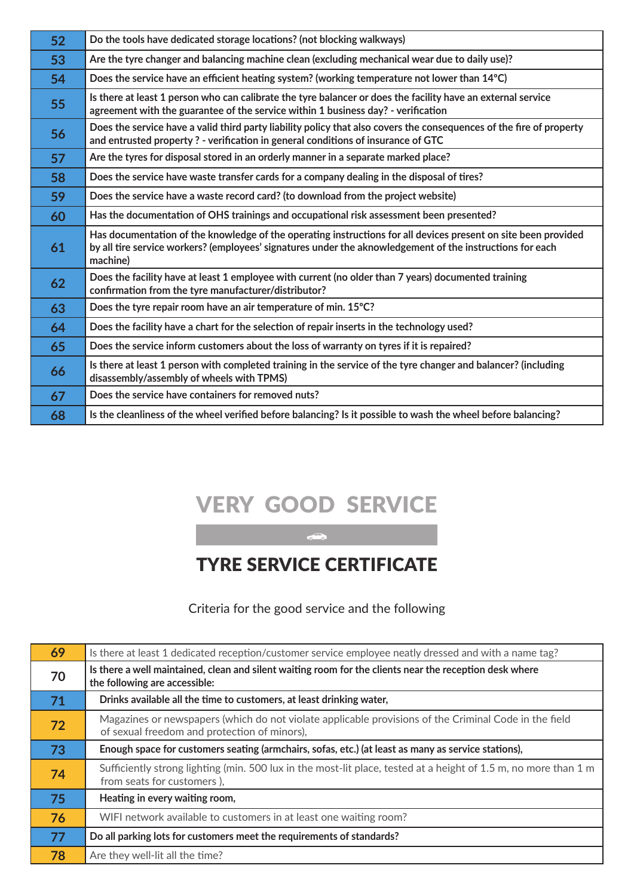| | |
|---|---|
| 52 | **Do the tools have dedicated storage locations? (not blocking walkways)** |
| 53 | **Are the tyre changer and balancing machine clean (excluding mechanical wear due to daily use)?** |
| 54 | **Does the service have an efficient heating system? (working temperature not lower than 14°C)** |
| 55 | **Is there at least 1 person who can calibrate the tyre balancer or does the facility have an external service agreement with the guarantee of the service within 1 business day? - verification** |
| 56 | **Does the service have a valid third party liability policy that also covers the consequences of the fire of property and entrusted property ? - verification in general conditions of insurance of GTC** |
| 57 | **Are the tyres for disposal stored in an orderly manner in a separate marked place?** |
| 58 | **Does the service have waste transfer cards for a company dealing in the disposal of tires?** |
| 59 | **Does the service have a waste record card? (to download from the project website)** |
| 60 | **Has the documentation of OHS trainings and occupational risk assessment been presented?** |
| 61 | **Has documentation of the knowledge of the operating instructions for all devices present on site been provided by all tire service workers? (employees' signatures under the aknowledgement of the instructions for each machine)** |
| 62 | **Does the facility have at least 1 employee with current (no older than 7 years) documented training confirmation from the tyre manufacturer/distributor?** |
| 63 | **Does the tyre repair room have an air temperature of min. 15°C?** |
| 64 | **Does the facility have a chart for the selection of repair inserts in the technology used?** |
| 65 | **Does the service inform customers about the loss of warranty on tyres if it is repaired?** |
| 66 | **Is there at least 1 person with completed training in the service of the tyre changer and balancer? (including disassembly/assembly of wheels with TPMS)** |
| 67 | **Does the service have containers for removed nuts?** |
| 68 | **Is the cleanliness of the wheel verified before balancing? Is it possible to wash the wheel before balancing?** |

# VERY GOOD SERVICE

## TYRE SERVICE CERTIFICATE

Criteria for the good service and the following

| | |
|---|---|
| 69 | Is there at least 1 dedicated reception/customer service employee neatly dressed and with a name tag? |
| 70 | **Is there a well maintained, clean and silent waiting room for the clients near the reception desk where the following are accessible:** |
| 71 | **Drinks available all the time to customers, at least drinking water,** |
| 72 | Magazines or newspapers (which do not violate applicable provisions of the Criminal Code in the field of sexual freedom and protection of minors), |
| 73 | **Enough space for customers seating (armchairs, sofas, etc.) (at least as many as service stations),** |
| 74 | Sufficiently strong lighting (min. 500 lux in the most-lit place, tested at a height of 1.5 m, no more than 1 m from seats for customers ), |
| 75 | **Heating in every waiting room,** |
| 76 | WIFI network available to customers in at least one waiting room? |
| 77 | **Do all parking lots for customers meet the requirements of standards?** |
| 78 | Are they well-lit all the time? |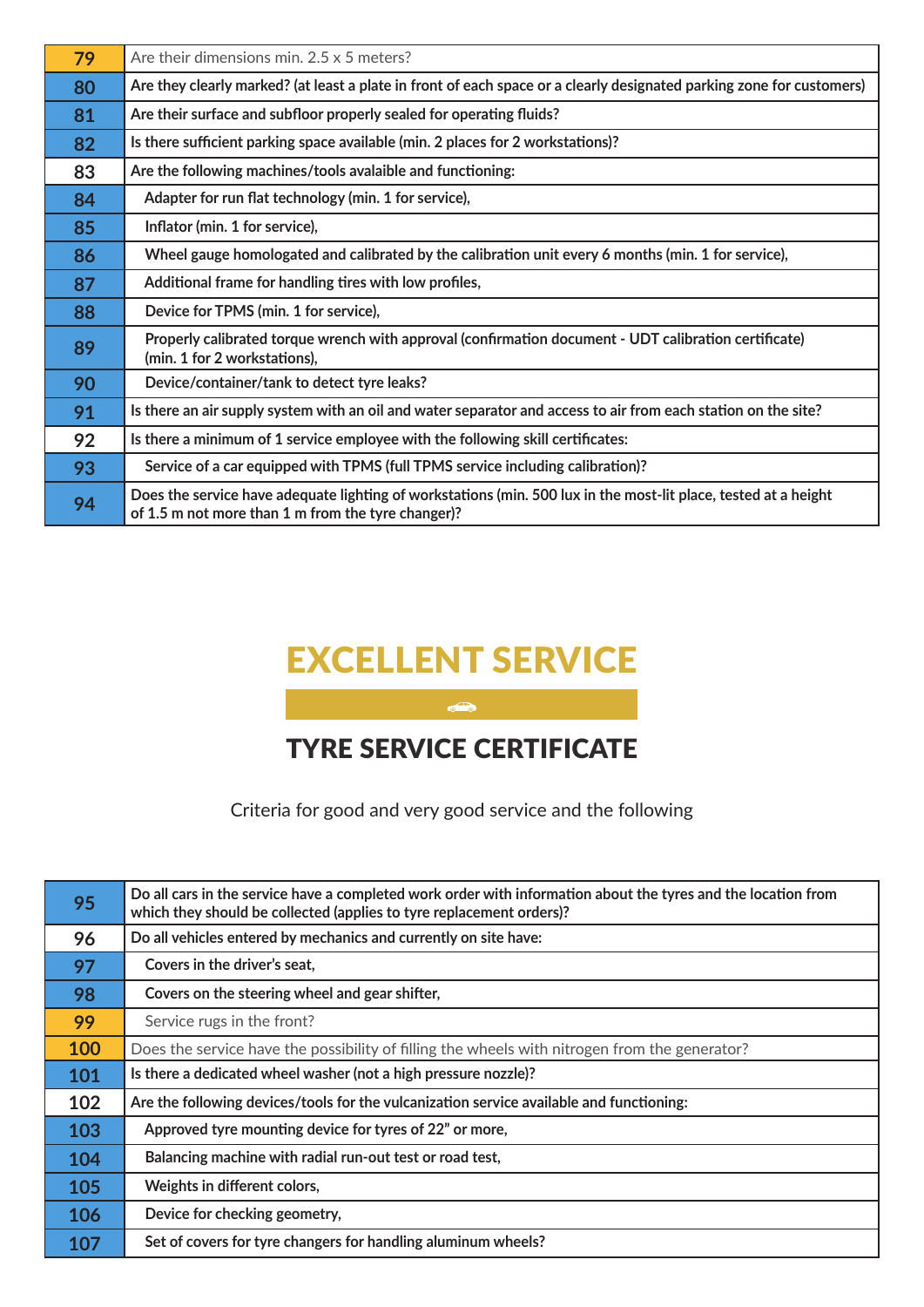| | |
|---|---|
| 79 | Are their dimensions min. 2.5 x 5 meters? |
| 80 | **Are they clearly marked? (at least a plate in front of each space or a clearly designated parking zone for customers)** |
| 81 | **Are their surface and subfloor properly sealed for operating fluids?** |
| 82 | **Is there sufficient parking space available (min. 2 places for 2 workstations)?** |
| 83 | **Are the following machines/tools avalaible and functioning:** |
| 84 | **Adapter for run flat technology (min. 1 for service),** |
| 85 | **Inflator (min. 1 for service),** |
| 86 | **Wheel gauge homologated and calibrated by the calibration unit every 6 months (min. 1 for service),** |
| 87 | **Additional frame for handling tires with low profiles,** |
| 88 | **Device for TPMS (min. 1 for service),** |
| 89 | **Properly calibrated torque wrench with approval (confirmation document - UDT calibration certificate) (min. 1 for 2 workstations),** |
| 90 | **Device/container/tank to detect tyre leaks?** |
| 91 | **Is there an air supply system with an oil and water separator and access to air from each station on the site?** |
| 92 | **Is there a minimum of 1 service employee with the following skill certificates:** |
| 93 | **Service of a car equipped with TPMS (full TPMS service including calibration)?** |
| 94 | **Does the service have adequate lighting of workstations (min. 500 lux in the most-lit place, tested at a height of 1.5 m not more than 1 m from the tyre changer)?** |

# EXCELLENT SERVICE

## TYRE SERVICE CERTIFICATE

Criteria for good and very good service and the following

| | |
|---|---|
| 95 | **Do all cars in the service have a completed work order with information about the tyres and the location from which they should be collected (applies to tyre replacement orders)?** |
| 96 | **Do all vehicles entered by mechanics and currently on site have:** |
| 97 | **Covers in the driver's seat,** |
| 98 | **Covers on the steering wheel and gear shifter,** |
| 99 | Service rugs in the front? |
| 100 | Does the service have the possibility of filling the wheels with nitrogen from the generator? |
| 101 | **Is there a dedicated wheel washer (not a high pressure nozzle)?** |
| 102 | **Are the following devices/tools for the vulcanization service available and functioning:** |
| 103 | **Approved tyre mounting device for tyres of 22" or more,** |
| 104 | **Balancing machine with radial run-out test or road test,** |
| 105 | **Weights in different colors,** |
| 106 | **Device for checking geometry,** |
| 107 | **Set of covers for tyre changers for handling aluminum wheels?** |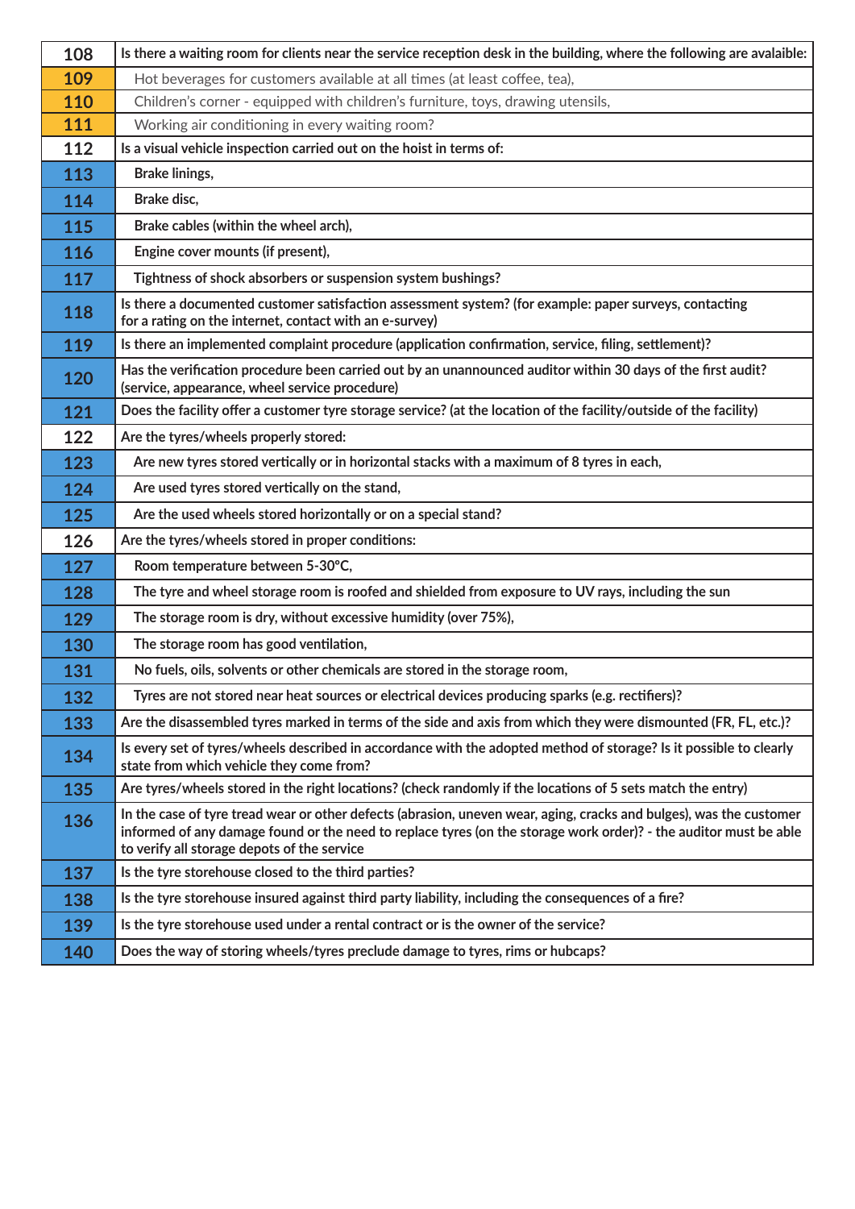| | |
|---|---|
| 108 | Is there a waiting room for clients near the service reception desk in the building, where the following are avalaible: |
| 109 | Hot beverages for customers available at all times (at least coffee, tea), |
| 110 | Children's corner - equipped with children's furniture, toys, drawing utensils, |
| 111 | Working air conditioning in every waiting room? |
| 112 | Is a visual vehicle inspection carried out on the hoist in terms of: |
| 113 | Brake linings, |
| 114 | Brake disc, |
| 115 | Brake cables (within the wheel arch), |
| 116 | Engine cover mounts (if present), |
| 117 | Tightness of shock absorbers or suspension system bushings? |
| 118 | Is there a documented customer satisfaction assessment system? (for example: paper surveys, contacting for a rating on the internet, contact with an e-survey) |
| 119 | Is there an implemented complaint procedure (application confirmation, service, filing, settlement)? |
| 120 | Has the verification procedure been carried out by an unannounced auditor within 30 days of the first audit? (service, appearance, wheel service procedure) |
| 121 | Does the facility offer a customer tyre storage service? (at the location of the facility/outside of the facility) |
| 122 | Are the tyres/wheels properly stored: |
| 123 | Are new tyres stored vertically or in horizontal stacks with a maximum of 8 tyres in each, |
| 124 | Are used tyres stored vertically on the stand, |
| 125 | Are the used wheels stored horizontally or on a special stand? |
| 126 | Are the tyres/wheels stored in proper conditions: |
| 127 | Room temperature between 5-30°C, |
| 128 | The tyre and wheel storage room is roofed and shielded from exposure to UV rays, including the sun |
| 129 | The storage room is dry, without excessive humidity (over 75%), |
| 130 | The storage room has good ventilation, |
| 131 | No fuels, oils, solvents or other chemicals are stored in the storage room, |
| 132 | Tyres are not stored near heat sources or electrical devices producing sparks (e.g. rectifiers)? |
| 133 | Are the disassembled tyres marked in terms of the side and axis from which they were dismounted (FR, FL, etc.)? |
| 134 | Is every set of tyres/wheels described in accordance with the adopted method of storage? Is it possible to clearly state from which vehicle they come from? |
| 135 | Are tyres/wheels stored in the right locations? (check randomly if the locations of 5 sets match the entry) |
| 136 | In the case of tyre tread wear or other defects (abrasion, uneven wear, aging, cracks and bulges), was the customer informed of any damage found or the need to replace tyres (on the storage work order)? - the auditor must be able to verify all storage depots of the service |
| 137 | Is the tyre storehouse closed to the third parties? |
| 138 | Is the tyre storehouse insured against third party liability, including the consequences of a fire? |
| 139 | Is the tyre storehouse used under a rental contract or is the owner of the service? |
| 140 | Does the way of storing wheels/tyres preclude damage to tyres, rims or hubcaps? |